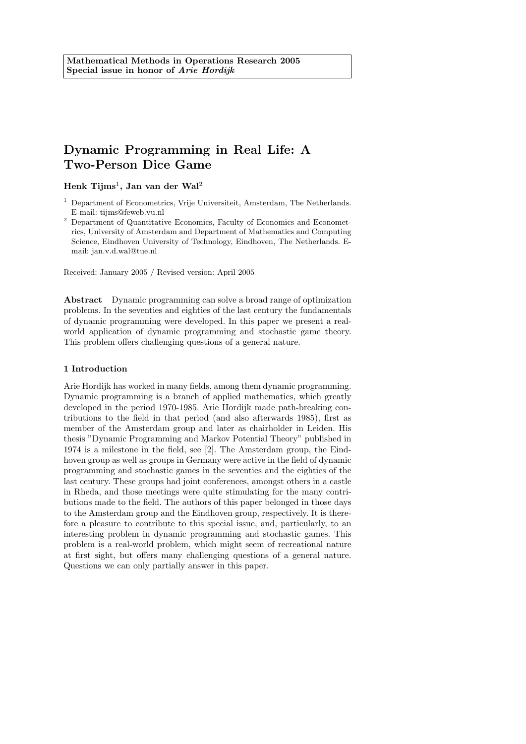**Mathematical Methods in Operations Research 2005**
**Special issue in honor of *Arie Hordijk***

# Dynamic Programming in Real Life: A Two-Person Dice Game

**Henk Tijms**[1], **Jan van der Wal**[2]

[1] Department of Econometrics, Vrije Universiteit, Amsterdam, The Netherlands. E-mail: tijms@feweb.vu.nl

[2] Department of Quantitative Economics, Faculty of Economics and Econometrics, University of Amsterdam and Department of Mathematics and Computing Science, Eindhoven University of Technology, Eindhoven, The Netherlands. E-mail: jan.v.d.wal@tue.nl

Received: January 2005 / Revised version: April 2005

**Abstract** Dynamic programming can solve a broad range of optimization problems. In the seventies and eighties of the last century the fundamentals of dynamic programming were developed. In this paper we present a real-world application of dynamic programming and stochastic game theory. This problem offers challenging questions of a general nature.

## 1 Introduction

Arie Hordijk has worked in many fields, among them dynamic programming. Dynamic programming is a branch of applied mathematics, which greatly developed in the period 1970-1985. Arie Hordijk made path-breaking contributions to the field in that period (and also afterwards 1985), first as member of the Amsterdam group and later as chairholder in Leiden. His thesis "Dynamic Programming and Markov Potential Theory" published in 1974 is a milestone in the field, see [2]. The Amsterdam group, the Eindhoven group as well as groups in Germany were active in the field of dynamic programming and stochastic games in the seventies and the eighties of the last century. These groups had joint conferences, amongst others in a castle in Rheda, and those meetings were quite stimulating for the many contributions made to the field. The authors of this paper belonged in those days to the Amsterdam group and the Eindhoven group, respectively. It is therefore a pleasure to contribute to this special issue, and, particularly, to an interesting problem in dynamic programming and stochastic games. This problem is a real-world problem, which might seem of recreational nature at first sight, but offers many challenging questions of a general nature. Questions we can only partially answer in this paper.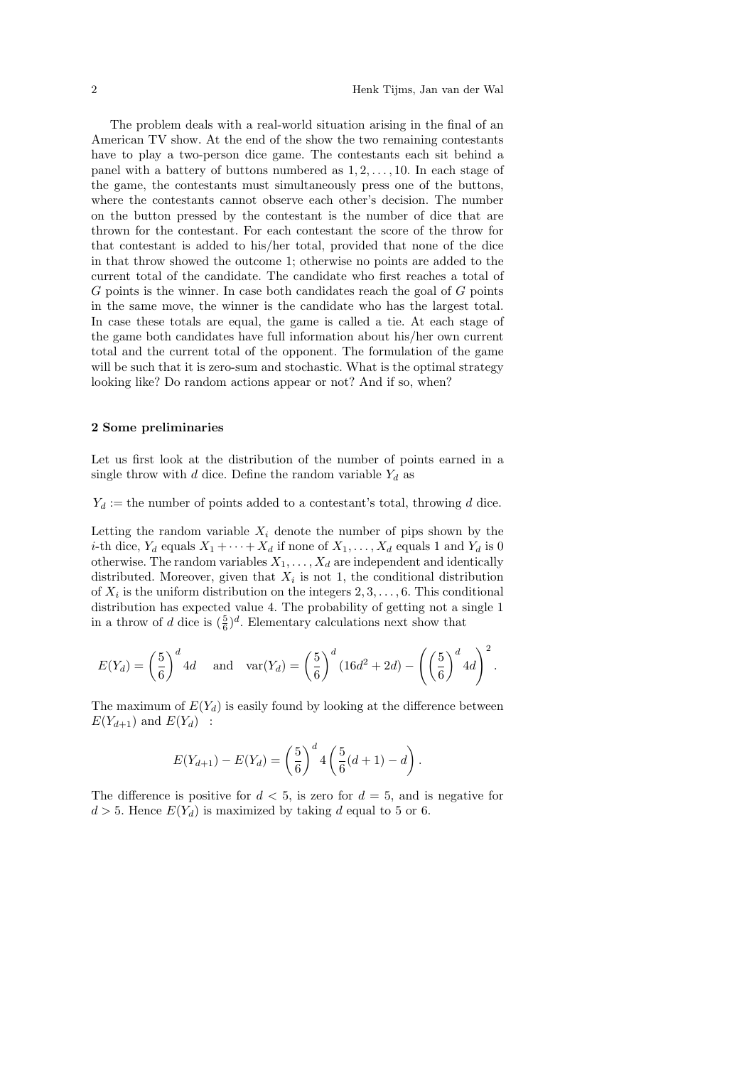The problem deals with a real-world situation arising in the final of an American TV show. At the end of the show the two remaining contestants have to play a two-person dice game. The contestants each sit behind a panel with a battery of buttons numbered as $1, 2, \ldots, 10$. In each stage of the game, the contestants must simultaneously press one of the buttons, where the contestants cannot observe each other's decision. The number on the button pressed by the contestant is the number of dice that are thrown for the contestant. For each contestant the score of the throw for that contestant is added to his/her total, provided that none of the dice in that throw showed the outcome 1; otherwise no points are added to the current total of the candidate. The candidate who first reaches a total of $G$ points is the winner. In case both candidates reach the goal of $G$ points in the same move, the winner is the candidate who has the largest total. In case these totals are equal, the game is called a tie. At each stage of the game both candidates have full information about his/her own current total and the current total of the opponent. The formulation of the game will be such that it is zero-sum and stochastic. What is the optimal strategy looking like? Do random actions appear or not? And if so, when?

## 2 Some preliminaries

Let us first look at the distribution of the number of points earned in a single throw with $d$ dice. Define the random variable $Y_d$ as

$Y_d :=$ the number of points added to a contestant's total, throwing $d$ dice.

Letting the random variable $X_i$ denote the number of pips shown by the $i$-th dice, $Y_d$ equals $X_1 + \cdots + X_d$ if none of $X_1, \ldots, X_d$ equals 1 and $Y_d$ is 0 otherwise. The random variables $X_1, \ldots, X_d$ are independent and identically distributed. Moreover, given that $X_i$ is not 1, the conditional distribution of $X_i$ is the uniform distribution on the integers $2, 3, \ldots, 6$. This conditional distribution has expected value 4. The probability of getting not a single 1 in a throw of $d$ dice is $(\frac{5}{6})^d$. Elementary calculations next show that

$$E(Y_d) = \left(\frac{5}{6}\right)^d 4d \quad \text{and} \quad \text{var}(Y_d) = \left(\frac{5}{6}\right)^d (16d^2 + 2d) - \left(\left(\frac{5}{6}\right)^d 4d\right)^2.$$

The maximum of $E(Y_d)$ is easily found by looking at the difference between $E(Y_{d+1})$ and $E(Y_d)$ :

$$E(Y_{d+1}) - E(Y_d) = \left(\frac{5}{6}\right)^d 4\left(\frac{5}{6}(d+1) - d\right).$$

The difference is positive for $d < 5$, is zero for $d = 5$, and is negative for $d > 5$. Hence $E(Y_d)$ is maximized by taking $d$ equal to 5 or 6.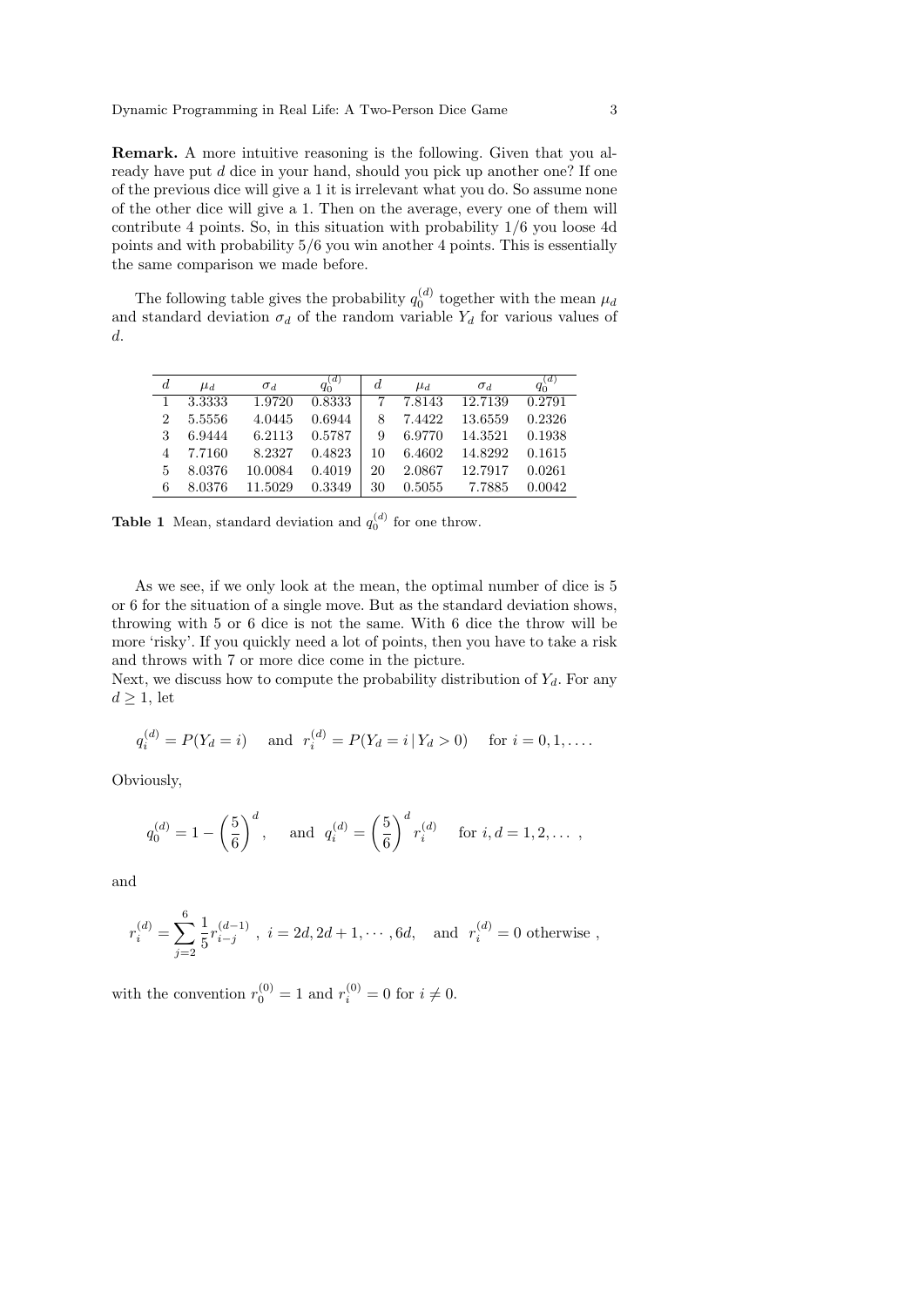**Remark.** A more intuitive reasoning is the following. Given that you already have put $d$ dice in your hand, should you pick up another one? If one of the previous dice will give a 1 it is irrelevant what you do. So assume none of the other dice will give a 1. Then on the average, every one of them will contribute 4 points. So, in this situation with probability 1/6 you loose 4d points and with probability 5/6 you win another 4 points. This is essentially the same comparison we made before.

The following table gives the probability $q_0^{(d)}$ together with the mean $\mu_d$ and standard deviation $\sigma_d$ of the random variable $Y_d$ for various values of $d$.

| $d$ | $\mu_d$ | $\sigma_d$ | $q_0^{(d)}$ | $d$ | $\mu_d$ | $\sigma_d$ | $q_0^{(d)}$ |
|---|---|---|---|---|---|---|---|
| 1 | 3.3333 | 1.9720 | 0.8333 | 7 | 7.8143 | 12.7139 | 0.2791 |
| 2 | 5.5556 | 4.0445 | 0.6944 | 8 | 7.4422 | 13.6559 | 0.2326 |
| 3 | 6.9444 | 6.2113 | 0.5787 | 9 | 6.9770 | 14.3521 | 0.1938 |
| 4 | 7.7160 | 8.2327 | 0.4823 | 10 | 6.4602 | 14.8292 | 0.1615 |
| 5 | 8.0376 | 10.0084 | 0.4019 | 20 | 2.0867 | 12.7917 | 0.0261 |
| 6 | 8.0376 | 11.5029 | 0.3349 | 30 | 0.5055 | 7.7885 | 0.0042 |

**Table 1** Mean, standard deviation and $q_0^{(d)}$ for one throw.

As we see, if we only look at the mean, the optimal number of dice is 5 or 6 for the situation of a single move. But as the standard deviation shows, throwing with 5 or 6 dice is not the same. With 6 dice the throw will be more 'risky'. If you quickly need a lot of points, then you have to take a risk and throws with 7 or more dice come in the picture.

Next, we discuss how to compute the probability distribution of $Y_d$. For any $d \geq 1$, let

$$q_i^{(d)} = P(Y_d = i) \quad \text{and} \quad r_i^{(d)} = P(Y_d = i \,|\, Y_d > 0) \quad \text{for } i = 0, 1, \ldots .$$

Obviously,

$$q_0^{(d)} = 1 - \left(\frac{5}{6}\right)^d, \quad \text{and} \quad q_i^{(d)} = \left(\frac{5}{6}\right)^d r_i^{(d)} \quad \text{for } i, d = 1, 2, \ldots ,$$

and

$$r_i^{(d)} = \sum_{j=2}^{6} \frac{1}{5} r_{i-j}^{(d-1)} \ , \ i = 2d, 2d+1, \cdots, 6d, \quad \text{and} \quad r_i^{(d)} = 0 \text{ otherwise} ,$$

with the convention $r_0^{(0)} = 1$ and $r_i^{(0)} = 0$ for $i \neq 0$.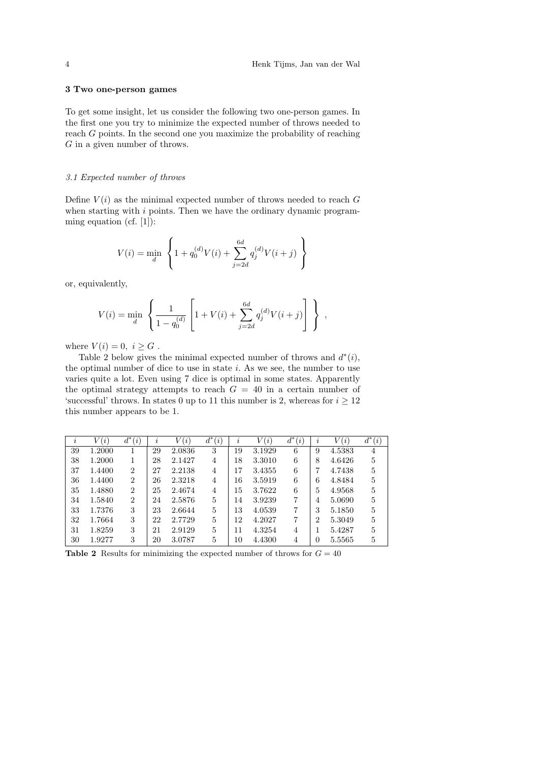## 3 Two one-person games

To get some insight, let us consider the following two one-person games. In the first one you try to minimize the expected number of throws needed to reach $G$ points. In the second one you maximize the probability of reaching $G$ in a given number of throws.

### *3.1 Expected number of throws*

Define $V(i)$ as the minimal expected number of throws needed to reach $G$ when starting with $i$ points. Then we have the ordinary dynamic programming equation (cf. [1]):

$$V(i) = \min_{d} \left\{ 1 + q_0^{(d)} V(i) + \sum_{j=2d}^{6d} q_j^{(d)} V(i+j) \right\}$$

or, equivalently,

$$V(i) = \min_{d} \left\{ \frac{1}{1 - q_0^{(d)}} \left[ 1 + V(i) + \sum_{j=2d}^{6d} q_j^{(d)} V(i+j) \right] \right\} ,$$

where $V(i) = 0, \; i \geq G$ .

Table 2 below gives the minimal expected number of throws and $d^*(i)$, the optimal number of dice to use in state $i$. As we see, the number to use varies quite a lot. Even using 7 dice is optimal in some states. Apparently the optimal strategy attempts to reach $G = 40$ in a certain number of 'successful' throws. In states 0 up to 11 this number is 2, whereas for $i \geq 12$ this number appears to be 1.

| $i$ | $V(i)$ | $d^*(i)$ | $i$ | $V(i)$ | $d^*(i)$ | $i$ | $V(i)$ | $d^*(i)$ | $i$ | $V(i)$ | $d^*(i)$ |
|---|---|---|---|---|---|---|---|---|---|---|---|
| 39 | 1.2000 | 1 | 29 | 2.0836 | 3 | 19 | 3.1929 | 6 | 9 | 4.5383 | 4 |
| 38 | 1.2000 | 1 | 28 | 2.1427 | 4 | 18 | 3.3010 | 6 | 8 | 4.6426 | 5 |
| 37 | 1.4400 | 2 | 27 | 2.2138 | 4 | 17 | 3.4355 | 6 | 7 | 4.7438 | 5 |
| 36 | 1.4400 | 2 | 26 | 2.3218 | 4 | 16 | 3.5919 | 6 | 6 | 4.8484 | 5 |
| 35 | 1.4880 | 2 | 25 | 2.4674 | 4 | 15 | 3.7622 | 6 | 5 | 4.9568 | 5 |
| 34 | 1.5840 | 2 | 24 | 2.5876 | 5 | 14 | 3.9239 | 7 | 4 | 5.0690 | 5 |
| 33 | 1.7376 | 3 | 23 | 2.6644 | 5 | 13 | 4.0539 | 7 | 3 | 5.1850 | 5 |
| 32 | 1.7664 | 3 | 22 | 2.7729 | 5 | 12 | 4.2027 | 7 | 2 | 5.3049 | 5 |
| 31 | 1.8259 | 3 | 21 | 2.9129 | 5 | 11 | 4.3254 | 4 | 1 | 5.4287 | 5 |
| 30 | 1.9277 | 3 | 20 | 3.0787 | 5 | 10 | 4.4300 | 4 | 0 | 5.5565 | 5 |

**Table 2** Results for minimizing the expected number of throws for $G = 40$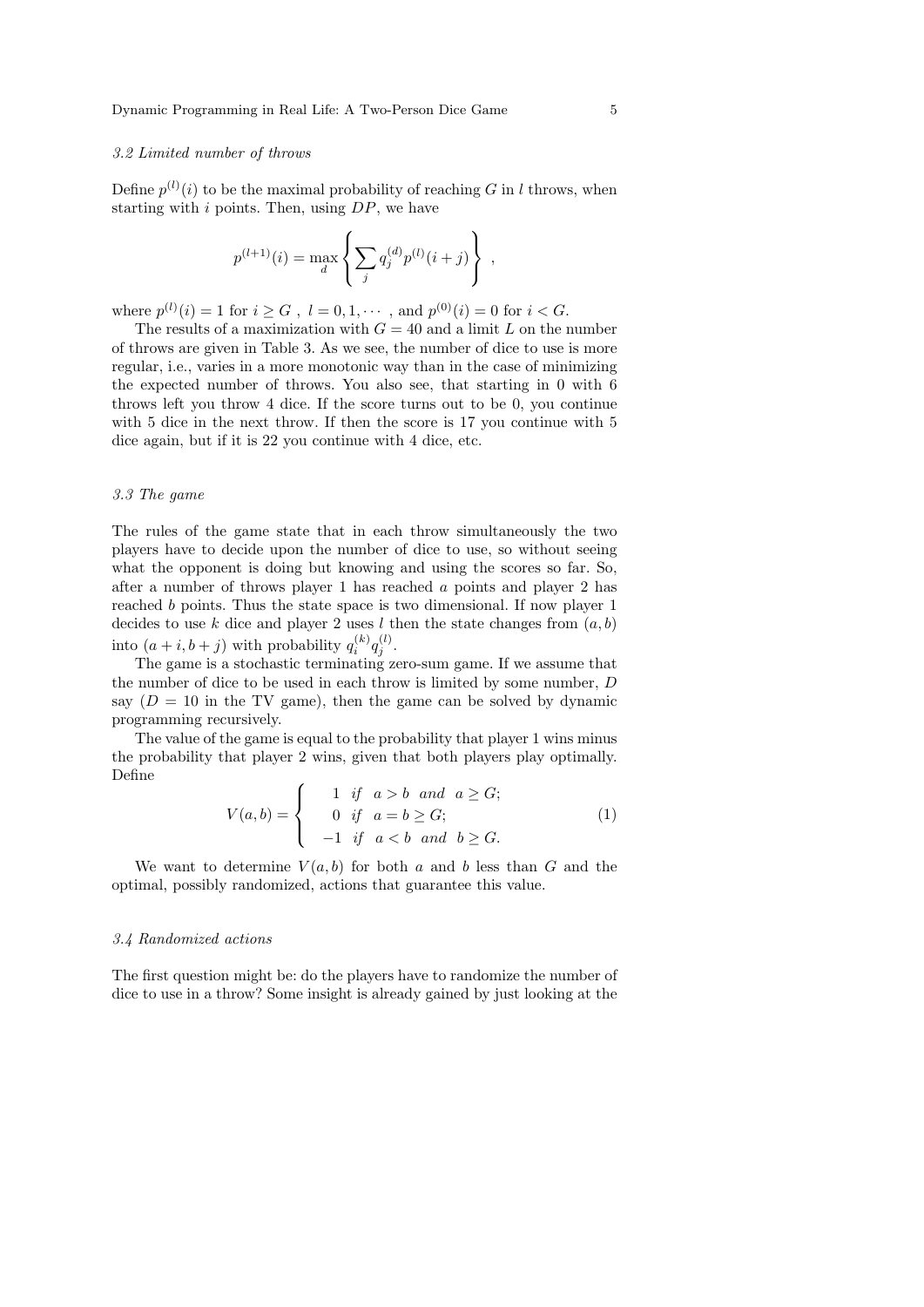### 3.2 Limited number of throws

Define $p^{(l)}(i)$ to be the maximal probability of reaching $G$ in $l$ throws, when starting with $i$ points. Then, using $DP$, we have

$$p^{(l+1)}(i) = \max_d \left\{ \sum_j q_j^{(d)} p^{(l)}(i+j) \right\} ,$$

where $p^{(l)}(i) = 1$ for $i \geq G$ , $l = 0, 1, \cdots$ , and $p^{(0)}(i) = 0$ for $i < G$.

The results of a maximization with $G = 40$ and a limit $L$ on the number of throws are given in Table 3. As we see, the number of dice to use is more regular, i.e., varies in a more monotonic way than in the case of minimizing the expected number of throws. You also see, that starting in 0 with 6 throws left you throw 4 dice. If the score turns out to be 0, you continue with 5 dice in the next throw. If then the score is 17 you continue with 5 dice again, but if it is 22 you continue with 4 dice, etc.

### 3.3 The game

The rules of the game state that in each throw simultaneously the two players have to decide upon the number of dice to use, so without seeing what the opponent is doing but knowing and using the scores so far. So, after a number of throws player 1 has reached $a$ points and player 2 has reached $b$ points. Thus the state space is two dimensional. If now player 1 decides to use $k$ dice and player 2 uses $l$ then the state changes from $(a, b)$ into $(a + i, b + j)$ with probability $q_i^{(k)} q_j^{(l)}$.

The game is a stochastic terminating zero-sum game. If we assume that the number of dice to be used in each throw is limited by some number, $D$ say ($D = 10$ in the TV game), then the game can be solved by dynamic programming recursively.

The value of the game is equal to the probability that player 1 wins minus the probability that player 2 wins, given that both players play optimally. Define

$$V(a, b) = \begin{cases} 1 & if \;\; a > b \;\; and \;\; a \geq G; \\ 0 & if \;\; a = b \geq G; \\ -1 & if \;\; a < b \;\; and \;\; b \geq G. \end{cases} \tag{1}$$

We want to determine $V(a, b)$ for both $a$ and $b$ less than $G$ and the optimal, possibly randomized, actions that guarantee this value.

### 3.4 Randomized actions

The first question might be: do the players have to randomize the number of dice to use in a throw? Some insight is already gained by just looking at the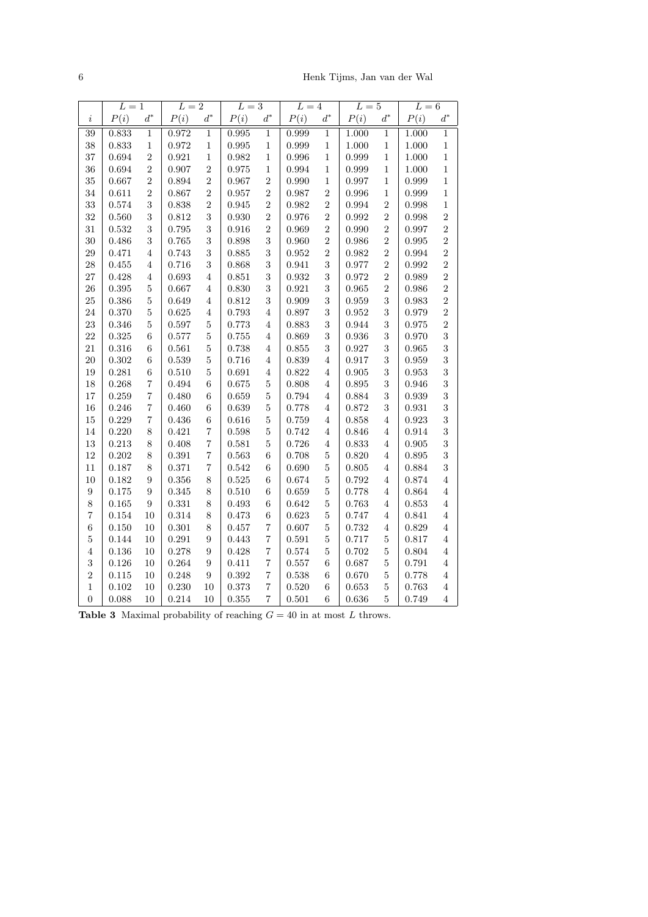| | $L=1$ | | $L=2$ | | $L=3$ | | $L=4$ | | $L=5$ | | $L=6$ | |
|---|---|---|---|---|---|---|---|---|---|---|---|---|
| $i$ | $P(i)$ | $d^*$ | $P(i)$ | $d^*$ | $P(i)$ | $d^*$ | $P(i)$ | $d^*$ | $P(i)$ | $d^*$ | $P(i)$ | $d^*$ |
| 39 | 0.833 | 1 | 0.972 | 1 | 0.995 | 1 | 0.999 | 1 | 1.000 | 1 | 1.000 | 1 |
| 38 | 0.833 | 1 | 0.972 | 1 | 0.995 | 1 | 0.999 | 1 | 1.000 | 1 | 1.000 | 1 |
| 37 | 0.694 | 2 | 0.921 | 1 | 0.982 | 1 | 0.996 | 1 | 0.999 | 1 | 1.000 | 1 |
| 36 | 0.694 | 2 | 0.907 | 2 | 0.975 | 1 | 0.994 | 1 | 0.999 | 1 | 1.000 | 1 |
| 35 | 0.667 | 2 | 0.894 | 2 | 0.967 | 2 | 0.990 | 1 | 0.997 | 1 | 0.999 | 1 |
| 34 | 0.611 | 2 | 0.867 | 2 | 0.957 | 2 | 0.987 | 2 | 0.996 | 1 | 0.999 | 1 |
| 33 | 0.574 | 3 | 0.838 | 2 | 0.945 | 2 | 0.982 | 2 | 0.994 | 2 | 0.998 | 1 |
| 32 | 0.560 | 3 | 0.812 | 3 | 0.930 | 2 | 0.976 | 2 | 0.992 | 2 | 0.998 | 2 |
| 31 | 0.532 | 3 | 0.795 | 3 | 0.916 | 2 | 0.969 | 2 | 0.990 | 2 | 0.997 | 2 |
| 30 | 0.486 | 3 | 0.765 | 3 | 0.898 | 3 | 0.960 | 2 | 0.986 | 2 | 0.995 | 2 |
| 29 | 0.471 | 4 | 0.743 | 3 | 0.885 | 3 | 0.952 | 2 | 0.982 | 2 | 0.994 | 2 |
| 28 | 0.455 | 4 | 0.716 | 3 | 0.868 | 3 | 0.941 | 3 | 0.977 | 2 | 0.992 | 2 |
| 27 | 0.428 | 4 | 0.693 | 4 | 0.851 | 3 | 0.932 | 3 | 0.972 | 2 | 0.989 | 2 |
| 26 | 0.395 | 5 | 0.667 | 4 | 0.830 | 3 | 0.921 | 3 | 0.965 | 2 | 0.986 | 2 |
| 25 | 0.386 | 5 | 0.649 | 4 | 0.812 | 3 | 0.909 | 3 | 0.959 | 3 | 0.983 | 2 |
| 24 | 0.370 | 5 | 0.625 | 4 | 0.793 | 4 | 0.897 | 3 | 0.952 | 3 | 0.979 | 2 |
| 23 | 0.346 | 5 | 0.597 | 5 | 0.773 | 4 | 0.883 | 3 | 0.944 | 3 | 0.975 | 2 |
| 22 | 0.325 | 6 | 0.577 | 5 | 0.755 | 4 | 0.869 | 3 | 0.936 | 3 | 0.970 | 3 |
| 21 | 0.316 | 6 | 0.561 | 5 | 0.738 | 4 | 0.855 | 3 | 0.927 | 3 | 0.965 | 3 |
| 20 | 0.302 | 6 | 0.539 | 5 | 0.716 | 4 | 0.839 | 4 | 0.917 | 3 | 0.959 | 3 |
| 19 | 0.281 | 6 | 0.510 | 5 | 0.691 | 4 | 0.822 | 4 | 0.905 | 3 | 0.953 | 3 |
| 18 | 0.268 | 7 | 0.494 | 6 | 0.675 | 5 | 0.808 | 4 | 0.895 | 3 | 0.946 | 3 |
| 17 | 0.259 | 7 | 0.480 | 6 | 0.659 | 5 | 0.794 | 4 | 0.884 | 3 | 0.939 | 3 |
| 16 | 0.246 | 7 | 0.460 | 6 | 0.639 | 5 | 0.778 | 4 | 0.872 | 3 | 0.931 | 3 |
| 15 | 0.229 | 7 | 0.436 | 6 | 0.616 | 5 | 0.759 | 4 | 0.858 | 4 | 0.923 | 3 |
| 14 | 0.220 | 8 | 0.421 | 7 | 0.598 | 5 | 0.742 | 4 | 0.846 | 4 | 0.914 | 3 |
| 13 | 0.213 | 8 | 0.408 | 7 | 0.581 | 5 | 0.726 | 4 | 0.833 | 4 | 0.905 | 3 |
| 12 | 0.202 | 8 | 0.391 | 7 | 0.563 | 6 | 0.708 | 5 | 0.820 | 4 | 0.895 | 3 |
| 11 | 0.187 | 8 | 0.371 | 7 | 0.542 | 6 | 0.690 | 5 | 0.805 | 4 | 0.884 | 3 |
| 10 | 0.182 | 9 | 0.356 | 8 | 0.525 | 6 | 0.674 | 5 | 0.792 | 4 | 0.874 | 4 |
| 9 | 0.175 | 9 | 0.345 | 8 | 0.510 | 6 | 0.659 | 5 | 0.778 | 4 | 0.864 | 4 |
| 8 | 0.165 | 9 | 0.331 | 8 | 0.493 | 6 | 0.642 | 5 | 0.763 | 4 | 0.853 | 4 |
| 7 | 0.154 | 10 | 0.314 | 8 | 0.473 | 6 | 0.623 | 5 | 0.747 | 4 | 0.841 | 4 |
| 6 | 0.150 | 10 | 0.301 | 8 | 0.457 | 7 | 0.607 | 5 | 0.732 | 4 | 0.829 | 4 |
| 5 | 0.144 | 10 | 0.291 | 9 | 0.443 | 7 | 0.591 | 5 | 0.717 | 5 | 0.817 | 4 |
| 4 | 0.136 | 10 | 0.278 | 9 | 0.428 | 7 | 0.574 | 5 | 0.702 | 5 | 0.804 | 4 |
| 3 | 0.126 | 10 | 0.264 | 9 | 0.411 | 7 | 0.557 | 6 | 0.687 | 5 | 0.791 | 4 |
| 2 | 0.115 | 10 | 0.248 | 9 | 0.392 | 7 | 0.538 | 6 | 0.670 | 5 | 0.778 | 4 |
| 1 | 0.102 | 10 | 0.230 | 10 | 0.373 | 7 | 0.520 | 6 | 0.653 | 5 | 0.763 | 4 |
| 0 | 0.088 | 10 | 0.214 | 10 | 0.355 | 7 | 0.501 | 6 | 0.636 | 5 | 0.749 | 4 |

**Table 3** Maximal probability of reaching $G = 40$ in at most $L$ throws.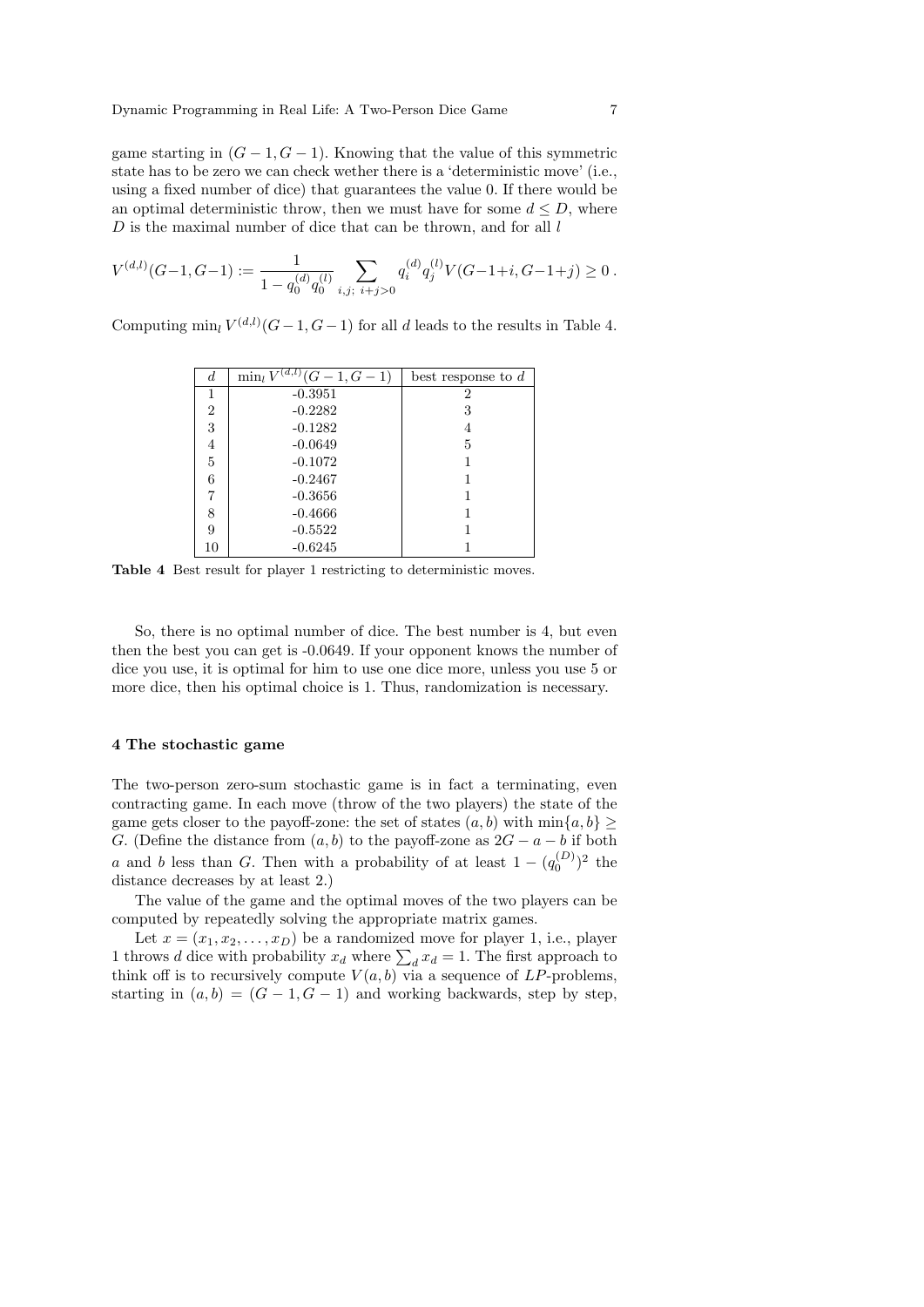game starting in $(G-1, G-1)$. Knowing that the value of this symmetric state has to be zero we can check wether there is a 'deterministic move' (i.e., using a fixed number of dice) that guarantees the value 0. If there would be an optimal deterministic throw, then we must have for some $d \leq D$, where $D$ is the maximal number of dice that can be thrown, and for all $l$

$$V^{(d,l)}(G-1,G-1) := \frac{1}{1 - q_0^{(d)} q_0^{(l)}} \sum_{i,j;\ i+j>0} q_i^{(d)} q_j^{(l)} V(G-1+i, G-1+j) \geq 0 \,.$$

Computing $\min_l V^{(d,l)}(G-1, G-1)$ for all $d$ leads to the results in Table 4.

| $d$ | $\min_l V^{(d,l)}(G-1, G-1)$ | best response to $d$ |
|---|---|---|
| 1 | -0.3951 | 2 |
| 2 | -0.2282 | 3 |
| 3 | -0.1282 | 4 |
| 4 | -0.0649 | 5 |
| 5 | -0.1072 | 1 |
| 6 | -0.2467 | 1 |
| 7 | -0.3656 | 1 |
| 8 | -0.4666 | 1 |
| 9 | -0.5522 | 1 |
| 10 | -0.6245 | 1 |

**Table 4** Best result for player 1 restricting to deterministic moves.

So, there is no optimal number of dice. The best number is 4, but even then the best you can get is -0.0649. If your opponent knows the number of dice you use, it is optimal for him to use one dice more, unless you use 5 or more dice, then his optimal choice is 1. Thus, randomization is necessary.

## 4 The stochastic game

The two-person zero-sum stochastic game is in fact a terminating, even contracting game. In each move (throw of the two players) the state of the game gets closer to the payoff-zone: the set of states $(a, b)$ with $\min\{a, b\} \geq G$. (Define the distance from $(a, b)$ to the payoff-zone as $2G - a - b$ if both $a$ and $b$ less than $G$. Then with a probability of at least $1 - (q_0^{(D)})^2$ the distance decreases by at least 2.)

The value of the game and the optimal moves of the two players can be computed by repeatedly solving the appropriate matrix games.

Let $x = (x_1, x_2, \ldots, x_D)$ be a randomized move for player 1, i.e., player 1 throws $d$ dice with probability $x_d$ where $\sum_d x_d = 1$. The first approach to think off is to recursively compute $V(a, b)$ via a sequence of $LP$-problems, starting in $(a, b) = (G-1, G-1)$ and working backwards, step by step,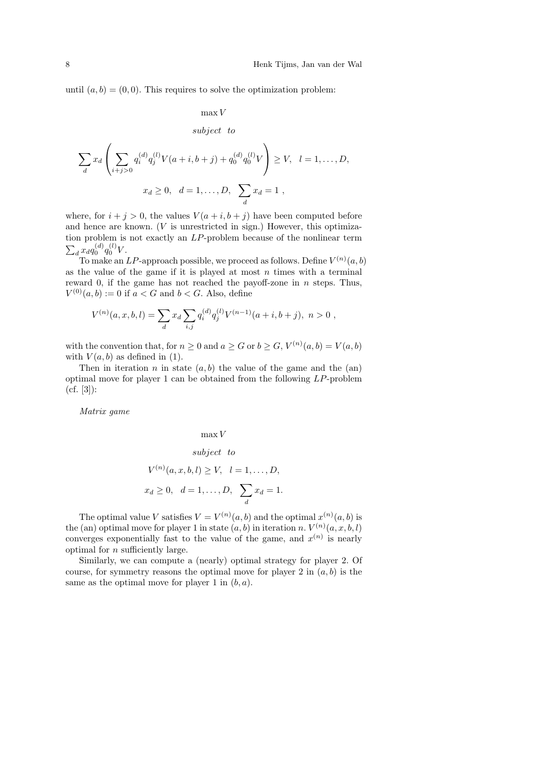until $(a, b) = (0, 0)$. This requires to solve the optimization problem:

$$\max V$$

$$subject \;\; to$$

$$\sum_d x_d \left( \sum_{i+j>0} q_i^{(d)} q_j^{(l)} V(a+i, b+j) + q_0^{(d)} q_0^{(l)} V \right) \geq V, \quad l = 1, \ldots, D,$$

$$x_d \geq 0, \quad d = 1, \ldots, D, \quad \sum_d x_d = 1 \; ,$$

where, for $i + j > 0$, the values $V(a + i, b + j)$ have been computed before and hence are known. ($V$ is unrestricted in sign.) However, this optimization problem is not exactly an $LP$-problem because of the nonlinear term $\sum_d x_d q_0^{(d)} q_0^{(l)} V$.

To make an $LP$-approach possible, we proceed as follows. Define $V^{(n)}(a, b)$ as the value of the game if it is played at most $n$ times with a terminal reward 0, if the game has not reached the payoff-zone in $n$ steps. Thus, $V^{(0)}(a, b) := 0$ if $a < G$ and $b < G$. Also, define

$$V^{(n)}(a, x, b, l) = \sum_d x_d \sum_{i,j} q_i^{(d)} q_j^{(l)} V^{(n-1)}(a + i, b + j), \; n > 0 \; ,$$

with the convention that, for $n \geq 0$ and $a \geq G$ or $b \geq G$, $V^{(n)}(a, b) = V(a, b)$ with $V(a, b)$ as defined in (1).

Then in iteration $n$ in state $(a, b)$ the value of the game and the (an) optimal move for player 1 can be obtained from the following $LP$-problem (cf. [3]):

*Matrix game*

$$\max V$$

$$subject \;\; to$$

$$V^{(n)}(a, x, b, l) \geq V, \quad l = 1, \ldots, D,$$

$$x_d \geq 0, \quad d = 1, \ldots, D, \quad \sum_d x_d = 1.$$

The optimal value $V$ satisfies $V = V^{(n)}(a, b)$ and the optimal $x^{(n)}(a, b)$ is the (an) optimal move for player 1 in state $(a, b)$ in iteration $n$. $V^{(n)}(a, x, b, l)$ converges exponentially fast to the value of the game, and $x^{(n)}$ is nearly optimal for $n$ sufficiently large.

Similarly, we can compute a (nearly) optimal strategy for player 2. Of course, for symmetry reasons the optimal move for player 2 in $(a, b)$ is the same as the optimal move for player 1 in $(b, a)$.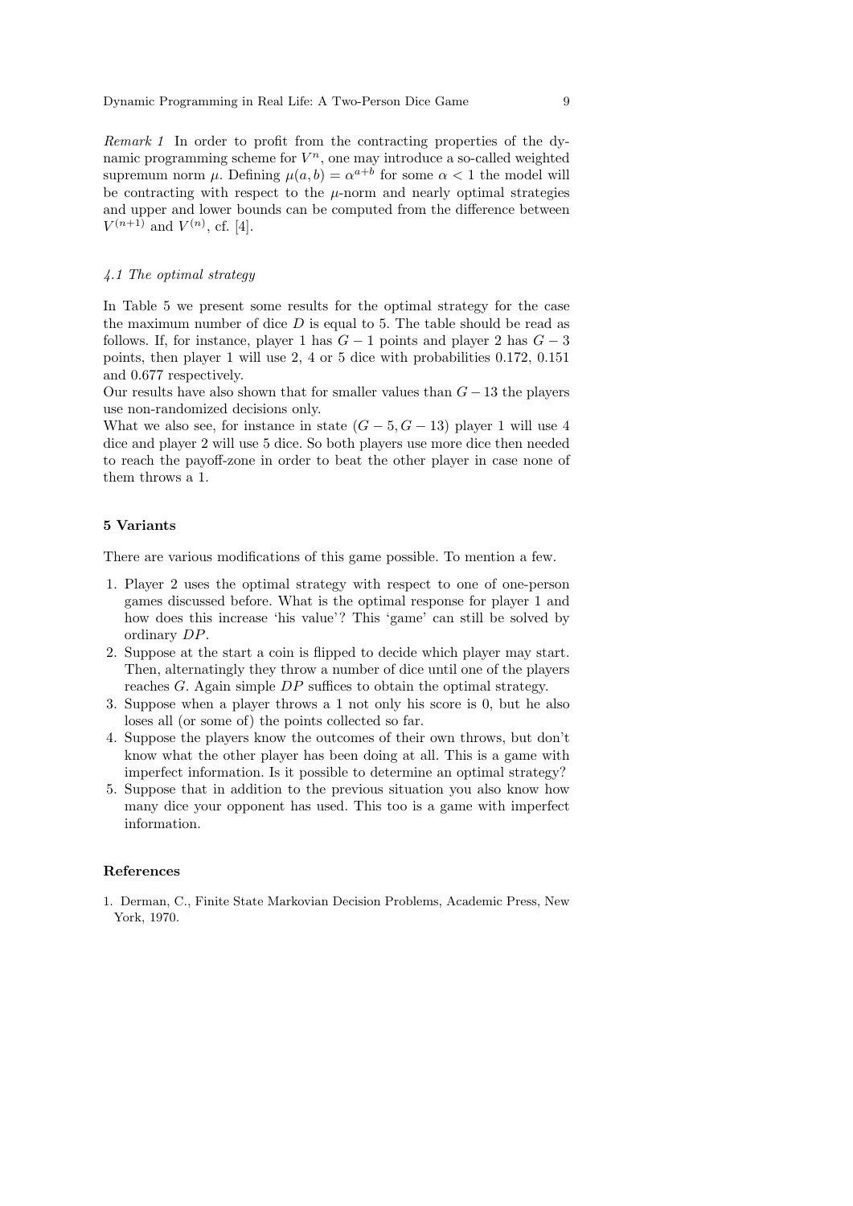*Remark 1* In order to profit from the contracting properties of the dynamic programming scheme for $V^n$, one may introduce a so-called weighted supremum norm $\mu$. Defining $\mu(a, b) = \alpha^{a+b}$ for some $\alpha < 1$ the model will be contracting with respect to the $\mu$-norm and nearly optimal strategies and upper and lower bounds can be computed from the difference between $V^{(n+1)}$ and $V^{(n)}$, cf. [4].

### *4.1 The optimal strategy*

In Table 5 we present some results for the optimal strategy for the case the maximum number of dice $D$ is equal to 5. The table should be read as follows. If, for instance, player 1 has $G - 1$ points and player 2 has $G - 3$ points, then player 1 will use 2, 4 or 5 dice with probabilities 0.172, 0.151 and 0.677 respectively.

Our results have also shown that for smaller values than $G - 13$ the players use non-randomized decisions only.

What we also see, for instance in state $(G - 5, G - 13)$ player 1 will use 4 dice and player 2 will use 5 dice. So both players use more dice then needed to reach the payoff-zone in order to beat the other player in case none of them throws a 1.

## 5 Variants

There are various modifications of this game possible. To mention a few.

1. Player 2 uses the optimal strategy with respect to one of one-person games discussed before. What is the optimal response for player 1 and how does this increase 'his value'? This 'game' can still be solved by ordinary $DP$.
2. Suppose at the start a coin is flipped to decide which player may start. Then, alternatingly they throw a number of dice until one of the players reaches $G$. Again simple $DP$ suffices to obtain the optimal strategy.
3. Suppose when a player throws a 1 not only his score is 0, but he also loses all (or some of) the points collected so far.
4. Suppose the players know the outcomes of their own throws, but don't know what the other player has been doing at all. This is a game with imperfect information. Is it possible to determine an optimal strategy?
5. Suppose that in addition to the previous situation you also know how many dice your opponent has used. This too is a game with imperfect information.

## References

1. Derman, C., Finite State Markovian Decision Problems, Academic Press, New York, 1970.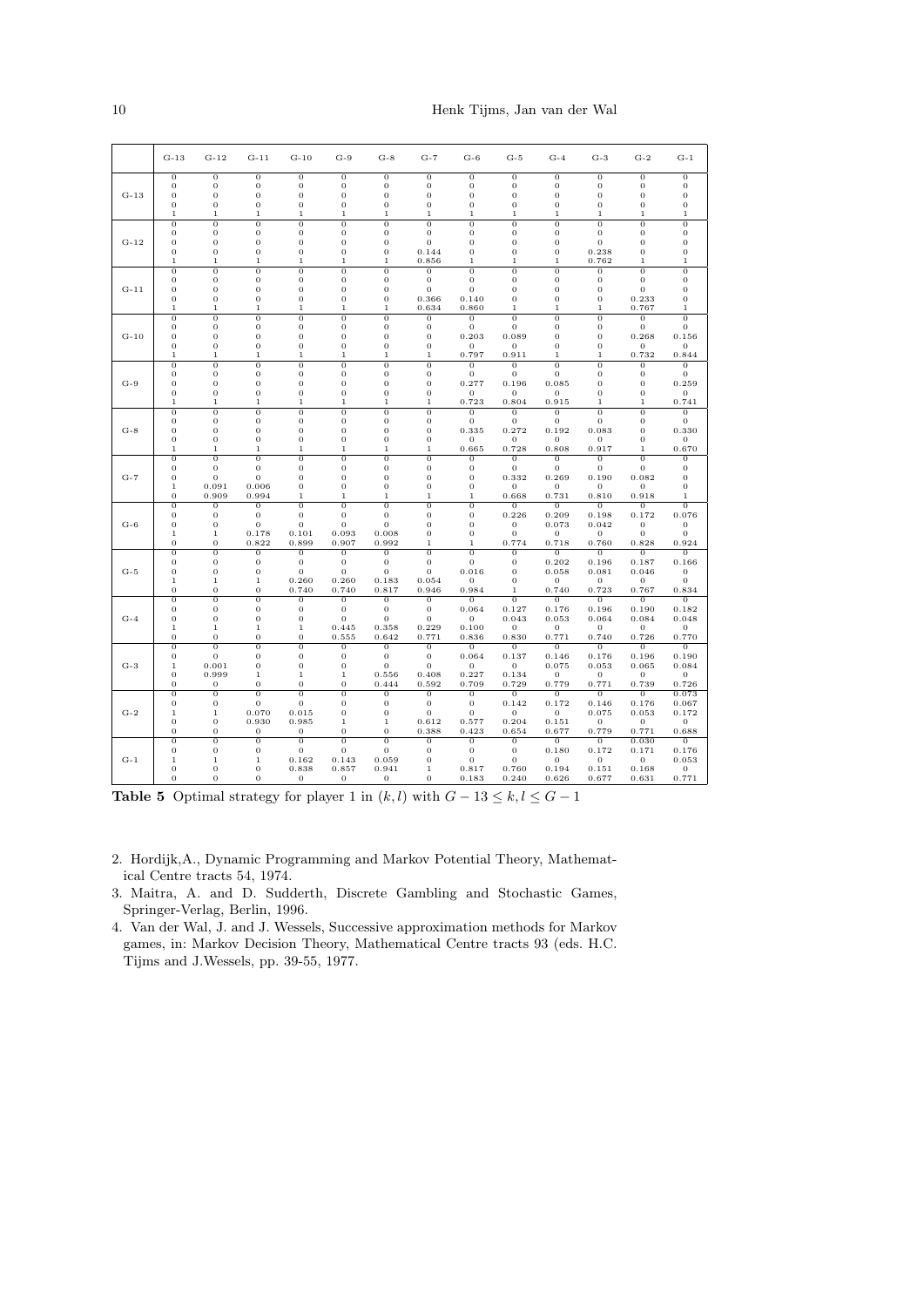| | G-13 | G-12 | G-11 | G-10 | G-9 | G-8 | G-7 | G-6 | G-5 | G-4 | G-3 | G-2 | G-1 |
|---|---|---|---|---|---|---|---|---|---|---|---|---|---|
| G-13 | 0<br>0<br>0<br>0<br>1 | 0<br>0<br>0<br>0<br>1 | 0<br>0<br>0<br>0<br>1 | 0<br>0<br>0<br>0<br>1 | 0<br>0<br>0<br>0<br>1 | 0<br>0<br>0<br>0<br>1 | 0<br>0<br>0<br>0<br>1 | 0<br>0<br>0<br>0<br>1 | 0<br>0<br>0<br>0<br>1 | 0<br>0<br>0<br>0<br>1 | 0<br>0<br>0<br>0<br>1 | 0<br>0<br>0<br>0<br>1 | 0<br>0<br>0<br>0<br>1 |
| G-12 | 0<br>0<br>0<br>0<br>1 | 0<br>0<br>0<br>0<br>1 | 0<br>0<br>0<br>0<br>1 | 0<br>0<br>0<br>0<br>1 | 0<br>0<br>0<br>0<br>1 | 0<br>0<br>0<br>0<br>1 | 0<br>0<br>0<br>0.144<br>0.856 | 0<br>0<br>0<br>0<br>1 | 0<br>0<br>0<br>0<br>1 | 0<br>0<br>0<br>0<br>1 | 0<br>0<br>0<br>0.238<br>0.762 | 0<br>0<br>0<br>0<br>1 | 0<br>0<br>0<br>0<br>1 |
| G-11 | 0<br>0<br>0<br>0<br>1 | 0<br>0<br>0<br>0<br>1 | 0<br>0<br>0<br>0<br>1 | 0<br>0<br>0<br>0<br>1 | 0<br>0<br>0<br>0<br>1 | 0<br>0<br>0<br>0<br>1 | 0<br>0<br>0<br>0.366<br>0.634 | 0<br>0<br>0<br>0.140<br>0.860 | 0<br>0<br>0<br>0<br>1 | 0<br>0<br>0<br>0<br>1 | 0<br>0<br>0<br>0<br>1 | 0<br>0<br>0<br>0.233<br>0.767 | 0<br>0<br>0<br>0<br>1 |
| G-10 | 0<br>0<br>0<br>0<br>1 | 0<br>0<br>0<br>0<br>1 | 0<br>0<br>0<br>0<br>1 | 0<br>0<br>0<br>0<br>1 | 0<br>0<br>0<br>0<br>1 | 0<br>0<br>0<br>0<br>1 | 0<br>0<br>0<br>0<br>1 | 0<br>0<br>0.203<br>0<br>0.797 | 0<br>0<br>0.089<br>0<br>0.911 | 0<br>0<br>0<br>0<br>1 | 0<br>0<br>0<br>0<br>1 | 0<br>0<br>0.268<br>0<br>0.732 | 0<br>0<br>0.156<br>0<br>0.844 |
| G-9 | 0<br>0<br>0<br>0<br>1 | 0<br>0<br>0<br>0<br>1 | 0<br>0<br>0<br>0<br>1 | 0<br>0<br>0<br>0<br>1 | 0<br>0<br>0<br>0<br>1 | 0<br>0<br>0<br>0<br>1 | 0<br>0<br>0<br>0<br>1 | 0<br>0<br>0.277<br>0<br>0.723 | 0<br>0<br>0.196<br>0<br>0.804 | 0<br>0<br>0.085<br>0<br>0.915 | 0<br>0<br>0<br>0<br>1 | 0<br>0<br>0<br>0<br>1 | 0<br>0<br>0.259<br>0<br>0.741 |
| G-8 | 0<br>0<br>0<br>0<br>1 | 0<br>0<br>0<br>0<br>1 | 0<br>0<br>0<br>0<br>1 | 0<br>0<br>0<br>0<br>1 | 0<br>0<br>0<br>0<br>1 | 0<br>0<br>0<br>0<br>1 | 0<br>0<br>0<br>0<br>1 | 0<br>0<br>0.335<br>0<br>0.665 | 0<br>0<br>0.272<br>0<br>0.728 | 0<br>0<br>0.192<br>0<br>0.808 | 0<br>0<br>0.083<br>0<br>0.917 | 0<br>0<br>0<br>0<br>1 | 0<br>0<br>0.330<br>0<br>0.670 |
| G-7 | 0<br>0<br>0<br>1<br>0 | 0<br>0<br>0<br>0.091<br>0.909 | 0<br>0<br>0<br>0.006<br>0.994 | 0<br>0<br>0<br>0<br>1 | 0<br>0<br>0<br>0<br>1 | 0<br>0<br>0<br>0<br>1 | 0<br>0<br>0<br>0<br>1 | 0<br>0<br>0<br>0<br>1 | 0<br>0<br>0.332<br>0<br>0.668 | 0<br>0<br>0.269<br>0<br>0.731 | 0<br>0<br>0.190<br>0<br>0.810 | 0<br>0<br>0.082<br>0<br>0.918 | 0<br>0<br>0<br>0<br>1 |
| G-6 | 0<br>0<br>0<br>1<br>0 | 0<br>0<br>0<br>1<br>0 | 0<br>0<br>0<br>0.178<br>0.822 | 0<br>0<br>0<br>0.101<br>0.899 | 0<br>0<br>0<br>0.093<br>0.907 | 0<br>0<br>0<br>0.008<br>0.992 | 0<br>0<br>0<br>0<br>1 | 0<br>0<br>0<br>0<br>1 | 0<br>0.226<br>0<br>0<br>0.774 | 0<br>0.209<br>0.073<br>0<br>0.718 | 0<br>0.198<br>0.042<br>0<br>0.760 | 0<br>0.172<br>0<br>0<br>0.828 | 0<br>0.076<br>0<br>0<br>0.924 |
| G-5 | 0<br>0<br>0<br>1<br>0 | 0<br>0<br>0<br>1<br>0 | 0<br>0<br>0<br>1<br>0 | 0<br>0<br>0<br>0.260<br>0.740 | 0<br>0<br>0<br>0.260<br>0.740 | 0<br>0<br>0<br>0.183<br>0.817 | 0<br>0<br>0<br>0.054<br>0.946 | 0<br>0<br>0.016<br>0<br>0.984 | 0<br>0<br>0<br>0<br>1 | 0<br>0.202<br>0.058<br>0<br>0.740 | 0<br>0.196<br>0.081<br>0<br>0.723 | 0<br>0.187<br>0.046<br>0<br>0.767 | 0<br>0.166<br>0<br>0<br>0.834 |
| G-4 | 0<br>0<br>0<br>1<br>0 | 0<br>0<br>0<br>1<br>0 | 0<br>0<br>0<br>1<br>0 | 0<br>0<br>0<br>1<br>0 | 0<br>0<br>0<br>0.445<br>0.555 | 0<br>0<br>0<br>0.358<br>0.642 | 0<br>0<br>0<br>0.229<br>0.771 | 0<br>0.064<br>0<br>0.100<br>0.836 | 0<br>0.127<br>0.043<br>0<br>0.830 | 0<br>0.176<br>0.053<br>0<br>0.771 | 0<br>0.196<br>0.064<br>0<br>0.740 | 0<br>0.190<br>0.084<br>0<br>0.726 | 0<br>0.182<br>0.048<br>0<br>0.770 |
| G-3 | 0<br>0<br>1<br>0<br>0 | 0<br>0<br>0.001<br>0.999<br>0 | 0<br>0<br>0<br>1<br>0 | 0<br>0<br>0<br>1<br>0 | 0<br>0<br>0<br>1<br>0 | 0<br>0<br>0<br>0.556<br>0.444 | 0<br>0<br>0<br>0.408<br>0.592 | 0<br>0.064<br>0<br>0.227<br>0.709 | 0<br>0.137<br>0<br>0.134<br>0.729 | 0<br>0.146<br>0.075<br>0<br>0.779 | 0<br>0.176<br>0.053<br>0<br>0.771 | 0<br>0.196<br>0.065<br>0<br>0.739 | 0<br>0.190<br>0.084<br>0<br>0.726 |
| G-2 | 0<br>0<br>1<br>0<br>0 | 0<br>0<br>1<br>0<br>0 | 0<br>0<br>0.070<br>0.930<br>0 | 0<br>0<br>0.015<br>0.985<br>0 | 0<br>0<br>0<br>1<br>0 | 0<br>0<br>0<br>1<br>0 | 0<br>0<br>0<br>0.612<br>0.388 | 0<br>0<br>0<br>0.577<br>0.423 | 0<br>0.142<br>0<br>0.204<br>0.654 | 0<br>0.172<br>0<br>0.151<br>0.677 | 0<br>0.146<br>0.075<br>0<br>0.779 | 0<br>0.176<br>0.053<br>0<br>0.771 | 0.073<br>0.067<br>0.172<br>0<br>0.688 |
| G-1 | 0<br>0<br>1<br>0<br>0 | 0<br>0<br>1<br>0<br>0 | 0<br>0<br>1<br>0<br>0 | 0<br>0<br>0.162<br>0.838<br>0 | 0<br>0<br>0.143<br>0.857<br>0 | 0<br>0<br>0.059<br>0.941<br>0 | 0<br>0<br>0<br>1<br>0 | 0<br>0<br>0<br>0.817<br>0.183 | 0<br>0<br>0<br>0.760<br>0.240 | 0<br>0.180<br>0<br>0.194<br>0.626 | 0<br>0.172<br>0<br>0.151<br>0.677 | 0.030<br>0.171<br>0<br>0.168<br>0.631 | 0<br>0.176<br>0.053<br>0<br>0.771 |

**Table 5** Optimal strategy for player 1 in $(k, l)$ with $G - 13 \leq k, l \leq G - 1$

2. Hordijk,A., Dynamic Programming and Markov Potential Theory, Mathematical Centre tracts 54, 1974.
3. Maitra, A. and D. Sudderth, Discrete Gambling and Stochastic Games, Springer-Verlag, Berlin, 1996.
4. Van der Wal, J. and J. Wessels, Successive approximation methods for Markov games, in: Markov Decision Theory, Mathematical Centre tracts 93 (eds. H.C. Tijms and J.Wessels, pp. 39-55, 1977.